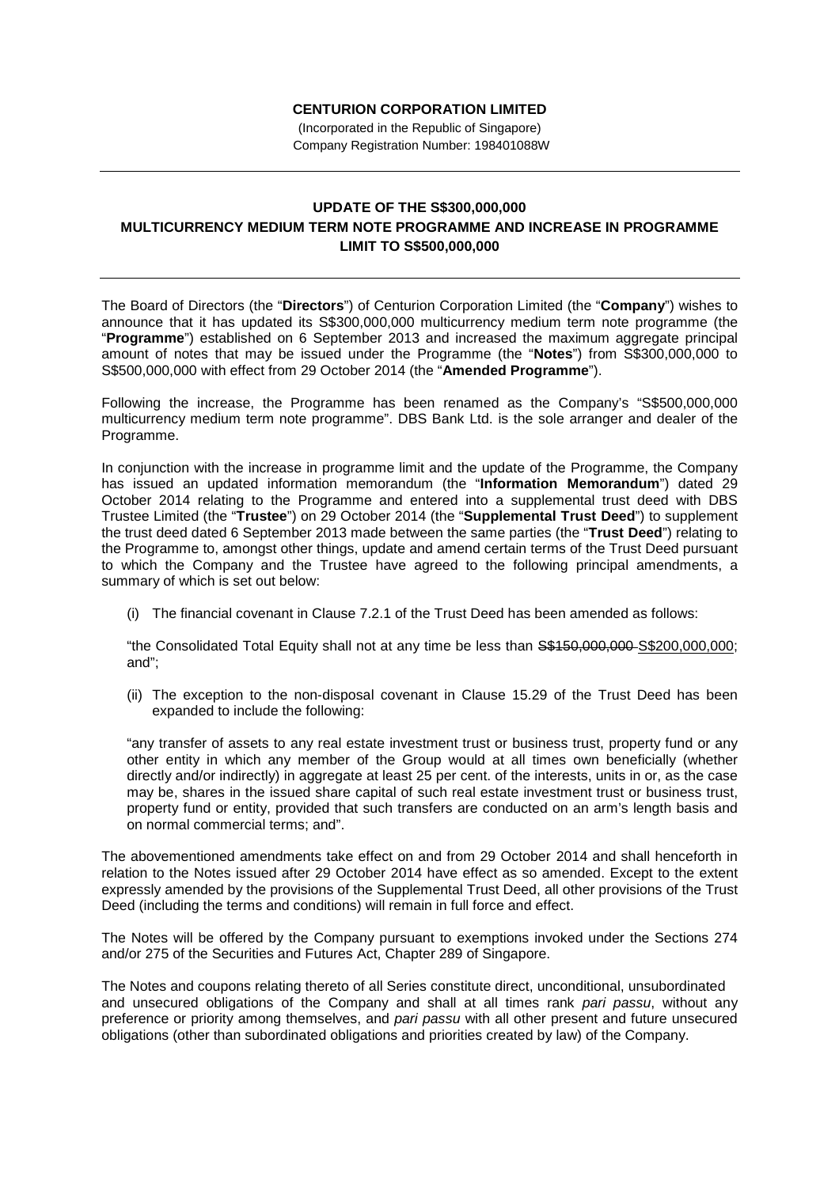**CENTURION CORPORATION LIMITED**

(Incorporated in the Republic of Singapore)
Company Registration Number: 198401088W

---

## UPDATE OF THE S$300,000,000 MULTICURRENCY MEDIUM TERM NOTE PROGRAMME AND INCREASE IN PROGRAMME LIMIT TO S$500,000,000

---

The Board of Directors (the "**Directors**") of Centurion Corporation Limited (the "**Company**") wishes to announce that it has updated its S$300,000,000 multicurrency medium term note programme (the "**Programme**") established on 6 September 2013 and increased the maximum aggregate principal amount of notes that may be issued under the Programme (the "**Notes**") from S$300,000,000 to S$500,000,000 with effect from 29 October 2014 (the "**Amended Programme**").

Following the increase, the Programme has been renamed as the Company's "S$500,000,000 multicurrency medium term note programme". DBS Bank Ltd. is the sole arranger and dealer of the Programme.

In conjunction with the increase in programme limit and the update of the Programme, the Company has issued an updated information memorandum (the "**Information Memorandum**") dated 29 October 2014 relating to the Programme and entered into a supplemental trust deed with DBS Trustee Limited (the "**Trustee**") on 29 October 2014 (the "**Supplemental Trust Deed**") to supplement the trust deed dated 6 September 2013 made between the same parties (the "**Trust Deed**") relating to the Programme to, amongst other things, update and amend certain terms of the Trust Deed pursuant to which the Company and the Trustee have agreed to the following principal amendments, a summary of which is set out below:

(i) The financial covenant in Clause 7.2.1 of the Trust Deed has been amended as follows:

"the Consolidated Total Equity shall not at any time be less than ~~S$150,000,000~~ <u>S$200,000,000</u>; and";

(ii) The exception to the non-disposal covenant in Clause 15.29 of the Trust Deed has been expanded to include the following:

"any transfer of assets to any real estate investment trust or business trust, property fund or any other entity in which any member of the Group would at all times own beneficially (whether directly and/or indirectly) in aggregate at least 25 per cent. of the interests, units in or, as the case may be, shares in the issued share capital of such real estate investment trust or business trust, property fund or entity, provided that such transfers are conducted on an arm's length basis and on normal commercial terms; and".

The abovementioned amendments take effect on and from 29 October 2014 and shall henceforth in relation to the Notes issued after 29 October 2014 have effect as so amended. Except to the extent expressly amended by the provisions of the Supplemental Trust Deed, all other provisions of the Trust Deed (including the terms and conditions) will remain in full force and effect.

The Notes will be offered by the Company pursuant to exemptions invoked under the Sections 274 and/or 275 of the Securities and Futures Act, Chapter 289 of Singapore.

The Notes and coupons relating thereto of all Series constitute direct, unconditional, unsubordinated and unsecured obligations of the Company and shall at all times rank *pari passu*, without any preference or priority among themselves, and *pari passu* with all other present and future unsecured obligations (other than subordinated obligations and priorities created by law) of the Company.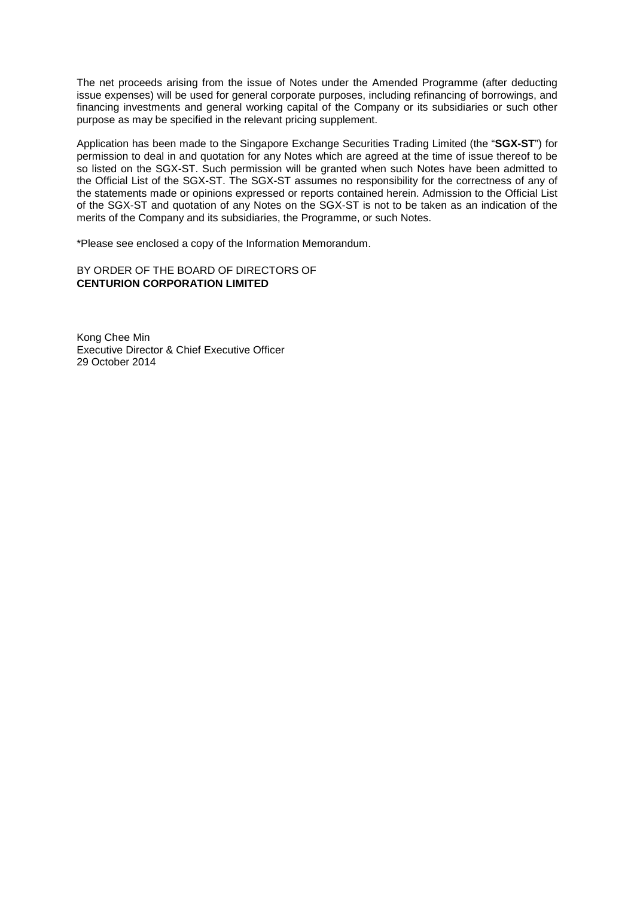The net proceeds arising from the issue of Notes under the Amended Programme (after deducting issue expenses) will be used for general corporate purposes, including refinancing of borrowings, and financing investments and general working capital of the Company or its subsidiaries or such other purpose as may be specified in the relevant pricing supplement.

Application has been made to the Singapore Exchange Securities Trading Limited (the "**SGX-ST**") for permission to deal in and quotation for any Notes which are agreed at the time of issue thereof to be so listed on the SGX-ST. Such permission will be granted when such Notes have been admitted to the Official List of the SGX-ST. The SGX-ST assumes no responsibility for the correctness of any of the statements made or opinions expressed or reports contained herein. Admission to the Official List of the SGX-ST and quotation of any Notes on the SGX-ST is not to be taken as an indication of the merits of the Company and its subsidiaries, the Programme, or such Notes.

*Please see enclosed a copy of the Information Memorandum.

BY ORDER OF THE BOARD OF DIRECTORS OF
**CENTURION CORPORATION LIMITED**

Kong Chee Min
Executive Director & Chief Executive Officer
29 October 2014